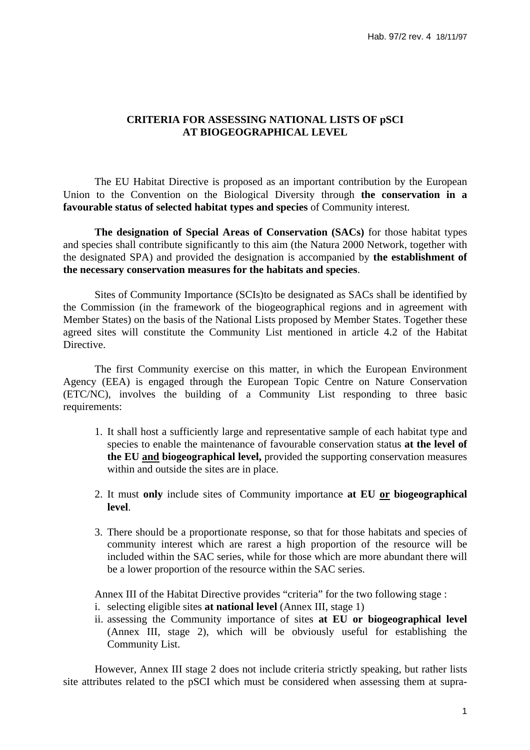# CRITERIA FOR ASSESSING NATIONAL LISTS OF pSCI AT BIOGEOGRAPHICAL LEVEL

The EU Habitat Directive is proposed as an important contribution by the European Union to the Convention on the Biological Diversity through **the conservation in a favourable status of selected habitat types and species** of Community interest.

**The designation of Special Areas of Conservation (SACs)** for those habitat types and species shall contribute significantly to this aim (the Natura 2000 Network, together with the designated SPA) and provided the designation is accompanied by **the establishment of the necessary conservation measures for the habitats and species**.

Sites of Community Importance (SCIs)to be designated as SACs shall be identified by the Commission (in the framework of the biogeographical regions and in agreement with Member States) on the basis of the National Lists proposed by Member States. Together these agreed sites will constitute the Community List mentioned in article 4.2 of the Habitat Directive.

The first Community exercise on this matter, in which the European Environment Agency (EEA) is engaged through the European Topic Centre on Nature Conservation (ETC/NC), involves the building of a Community List responding to three basic requirements:

1. It shall host a sufficiently large and representative sample of each habitat type and species to enable the maintenance of favourable conservation status **at the level of the EU and biogeographical level,** provided the supporting conservation measures within and outside the sites are in place.

2. It must **only** include sites of Community importance **at EU or biogeographical level**.

3. There should be a proportionate response, so that for those habitats and species of community interest which are rarest a high proportion of the resource will be included within the SAC series, while for those which are more abundant there will be a lower proportion of the resource within the SAC series.

Annex III of the Habitat Directive provides “criteria” for the two following stage :

i. selecting eligible sites **at national level** (Annex III, stage 1)
ii. assessing the Community importance of sites **at EU or biogeographical level** (Annex III, stage 2), which will be obviously useful for establishing the Community List.

However, Annex III stage 2 does not include criteria strictly speaking, but rather lists site attributes related to the pSCI which must be considered when assessing them at supra-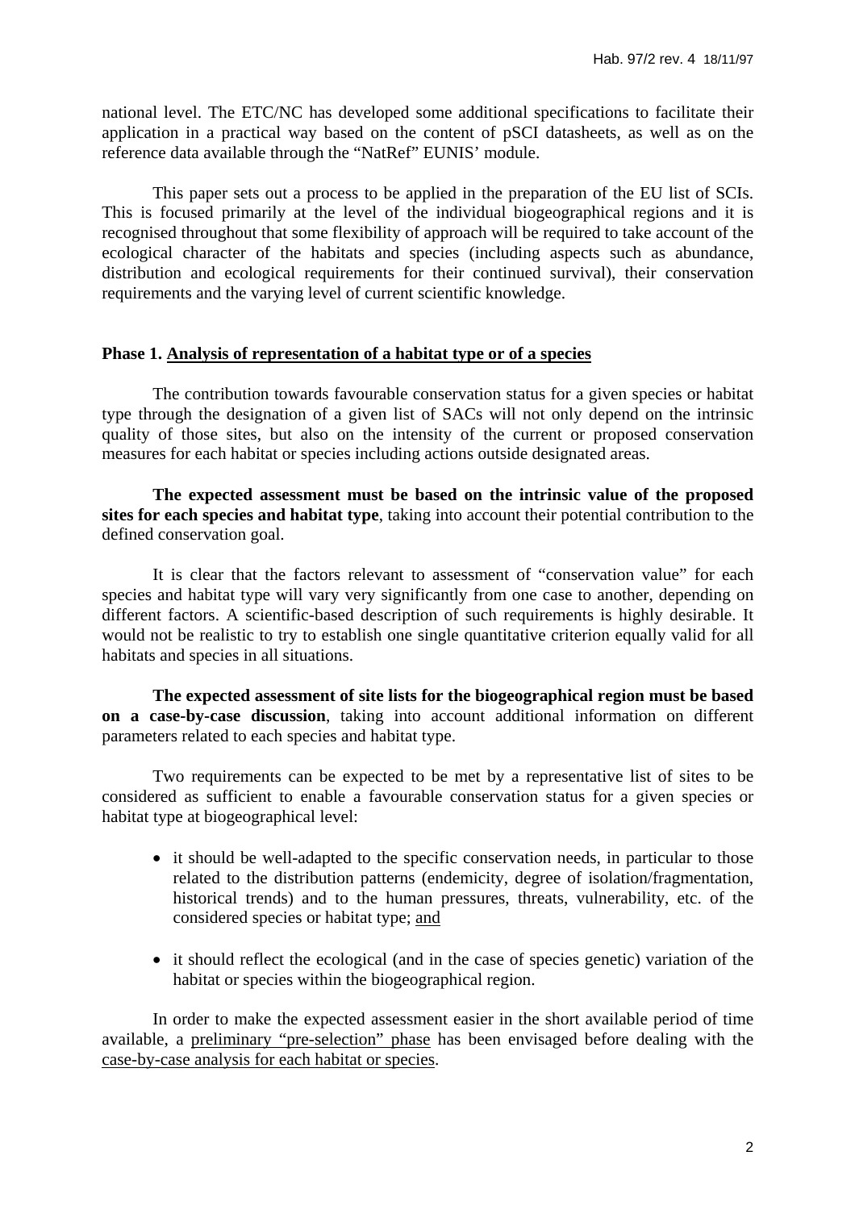national level. The ETC/NC has developed some additional specifications to facilitate their application in a practical way based on the content of pSCI datasheets, as well as on the reference data available through the "NatRef" EUNIS' module.

This paper sets out a process to be applied in the preparation of the EU list of SCIs. This is focused primarily at the level of the individual biogeographical regions and it is recognised throughout that some flexibility of approach will be required to take account of the ecological character of the habitats and species (including aspects such as abundance, distribution and ecological requirements for their continued survival), their conservation requirements and the varying level of current scientific knowledge.

**Phase 1. <u>Analysis of representation of a habitat type or of a species</u>**

The contribution towards favourable conservation status for a given species or habitat type through the designation of a given list of SACs will not only depend on the intrinsic quality of those sites, but also on the intensity of the current or proposed conservation measures for each habitat or species including actions outside designated areas.

**The expected assessment must be based on the intrinsic value of the proposed sites for each species and habitat type**, taking into account their potential contribution to the defined conservation goal.

It is clear that the factors relevant to assessment of "conservation value" for each species and habitat type will vary very significantly from one case to another, depending on different factors. A scientific-based description of such requirements is highly desirable. It would not be realistic to try to establish one single quantitative criterion equally valid for all habitats and species in all situations.

**The expected assessment of site lists for the biogeographical region must be based on a case-by-case discussion**, taking into account additional information on different parameters related to each species and habitat type.

Two requirements can be expected to be met by a representative list of sites to be considered as sufficient to enable a favourable conservation status for a given species or habitat type at biogeographical level:

- it should be well-adapted to the specific conservation needs, in particular to those related to the distribution patterns (endemicity, degree of isolation/fragmentation, historical trends) and to the human pressures, threats, vulnerability, etc. of the considered species or habitat type; <u>and</u>
- it should reflect the ecological (and in the case of species genetic) variation of the habitat or species within the biogeographical region.

In order to make the expected assessment easier in the short available period of time available, a <u>preliminary "pre-selection" phase</u> has been envisaged before dealing with the <u>case-by-case analysis for each habitat or species</u>.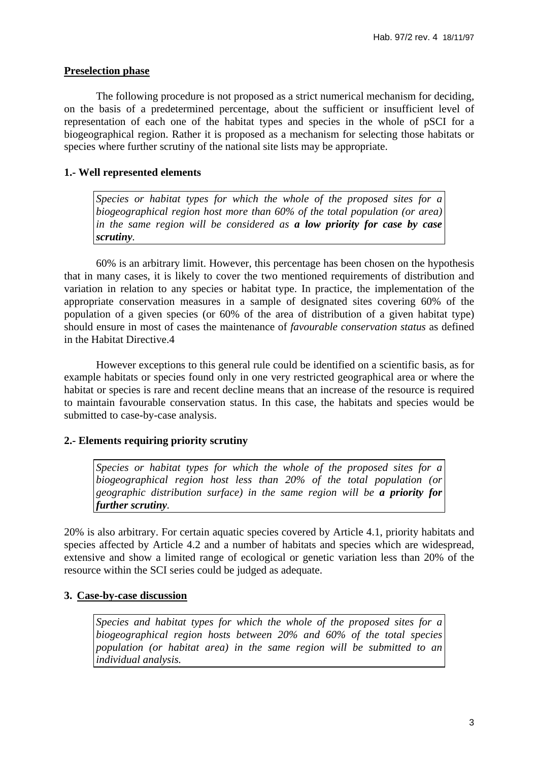## Preselection phase

The following procedure is not proposed as a strict numerical mechanism for deciding, on the basis of a predetermined percentage, about the sufficient or insufficient level of representation of each one of the habitat types and species in the whole of pSCI for a biogeographical region. Rather it is proposed as a mechanism for selecting those habitats or species where further scrutiny of the national site lists may be appropriate.

### 1.- Well represented elements

> *Species or habitat types for which the whole of the proposed sites for a biogeographical region host more than 60% of the total population (or area) in the same region will be considered as* ***a low priority for case by case scrutiny****.*

60% is an arbitrary limit. However, this percentage has been chosen on the hypothesis that in many cases, it is likely to cover the two mentioned requirements of distribution and variation in relation to any species or habitat type. In practice, the implementation of the appropriate conservation measures in a sample of designated sites covering 60% of the population of a given species (or 60% of the area of distribution of a given habitat type) should ensure in most of cases the maintenance of *favourable conservation status* as defined in the Habitat Directive.4

However exceptions to this general rule could be identified on a scientific basis, as for example habitats or species found only in one very restricted geographical area or where the habitat or species is rare and recent decline means that an increase of the resource is required to maintain favourable conservation status. In this case, the habitats and species would be submitted to case-by-case analysis.

### 2.- Elements requiring priority scrutiny

> *Species or habitat types for which the whole of the proposed sites for a biogeographical region host less than 20% of the total population (or geographic distribution surface) in the same region will be* ***a priority for further scrutiny****.*

20% is also arbitrary. For certain aquatic species covered by Article 4.1, priority habitats and species affected by Article 4.2 and a number of habitats and species which are widespread, extensive and show a limited range of ecological or genetic variation less than 20% of the resource within the SCI series could be judged as adequate.

### 3. Case-by-case discussion

> *Species and habitat types for which the whole of the proposed sites for a biogeographical region hosts between 20% and 60% of the total species population (or habitat area) in the same region will be submitted to an individual analysis.*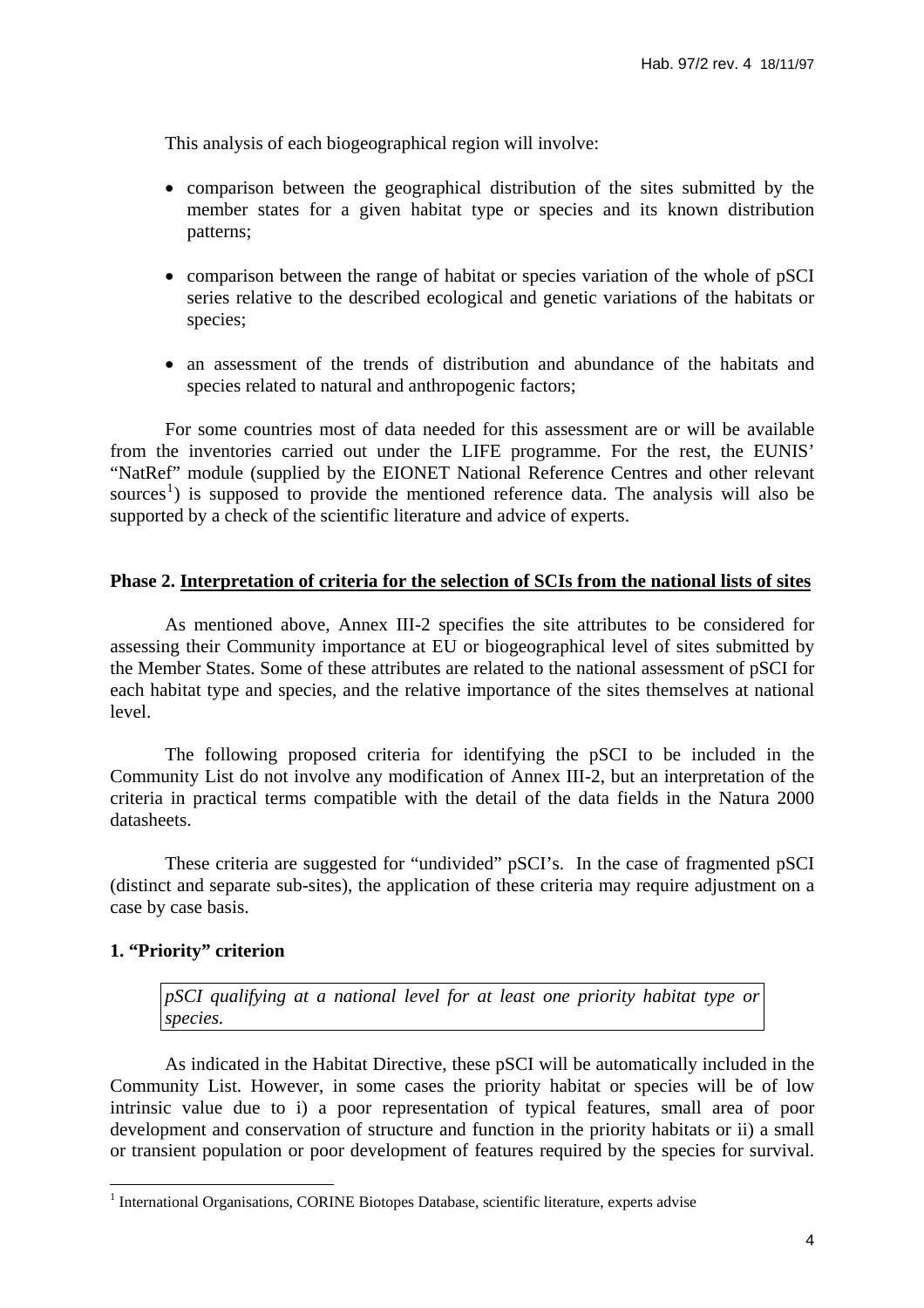This analysis of each biogeographical region will involve:

- comparison between the geographical distribution of the sites submitted by the member states for a given habitat type or species and its known distribution patterns;
- comparison between the range of habitat or species variation of the whole of pSCI series relative to the described ecological and genetic variations of the habitats or species;
- an assessment of the trends of distribution and abundance of the habitats and species related to natural and anthropogenic factors;

For some countries most of data needed for this assessment are or will be available from the inventories carried out under the LIFE programme. For the rest, the EUNIS' "NatRef" module (supplied by the EIONET National Reference Centres and other relevant sources[1]) is supposed to provide the mentioned reference data. The analysis will also be supported by a check of the scientific literature and advice of experts.

### Phase 2. Interpretation of criteria for the selection of SCIs from the national lists of sites

As mentioned above, Annex III-2 specifies the site attributes to be considered for assessing their Community importance at EU or biogeographical level of sites submitted by the Member States. Some of these attributes are related to the national assessment of pSCI for each habitat type and species, and the relative importance of the sites themselves at national level.

The following proposed criteria for identifying the pSCI to be included in the Community List do not involve any modification of Annex III-2, but an interpretation of the criteria in practical terms compatible with the detail of the data fields in the Natura 2000 datasheets.

These criteria are suggested for "undivided" pSCI's. In the case of fragmented pSCI (distinct and separate sub-sites), the application of these criteria may require adjustment on a case by case basis.

#### 1. "Priority" criterion

*pSCI qualifying at a national level for at least one priority habitat type or species.*

As indicated in the Habitat Directive, these pSCI will be automatically included in the Community List. However, in some cases the priority habitat or species will be of low intrinsic value due to i) a poor representation of typical features, small area of poor development and conservation of structure and function in the priority habitats or ii) a small or transient population or poor development of features required by the species for survival.

[1] International Organisations, CORINE Biotopes Database, scientific literature, experts advise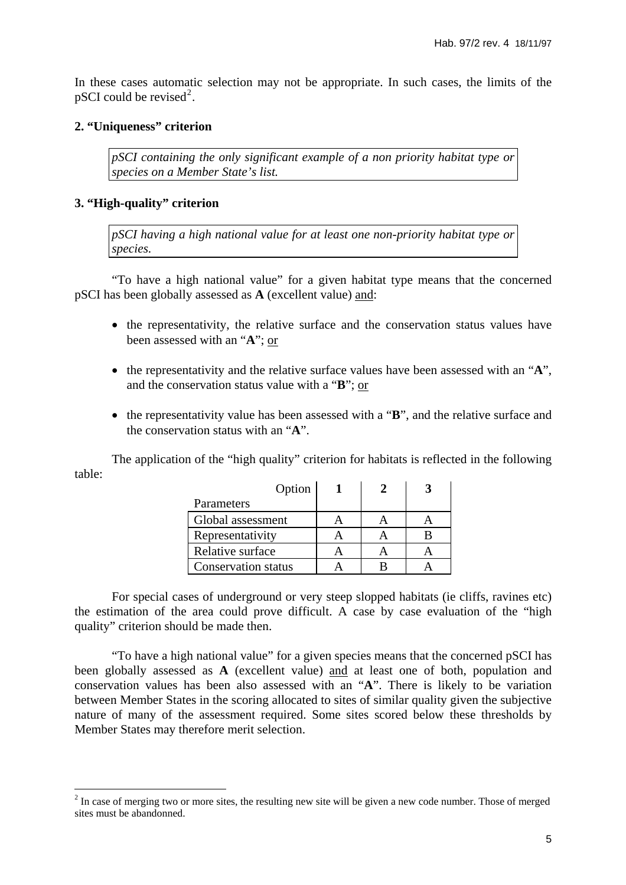In these cases automatic selection may not be appropriate. In such cases, the limits of the pSCI could be revised[2].

### 2. "Uniqueness" criterion

*pSCI containing the only significant example of a non priority habitat type or species on a Member State's list.*

### 3. "High-quality" criterion

*pSCI having a high national value for at least one non-priority habitat type or species.*

"To have a high national value" for a given habitat type means that the concerned pSCI has been globally assessed as **A** (excellent value) and:

- the representativity, the relative surface and the conservation status values have been assessed with an "**A**"; or
- the representativity and the relative surface values have been assessed with an "**A**", and the conservation status value with a "**B**"; or
- the representativity value has been assessed with a "**B**", and the relative surface and the conservation status with an "**A**".

The application of the "high quality" criterion for habitats is reflected in the following table:

| Option / Parameters | 1 | 2 | 3 |
|---|---|---|---|
| Global assessment | A | A | A |
| Representativity | A | A | B |
| Relative surface | A | A | A |
| Conservation status | A | B | A |

For special cases of underground or very steep slopped habitats (ie cliffs, ravines etc) the estimation of the area could prove difficult. A case by case evaluation of the "high quality" criterion should be made then.

"To have a high national value" for a given species means that the concerned pSCI has been globally assessed as **A** (excellent value) and at least one of both, population and conservation values has been also assessed with an "**A**". There is likely to be variation between Member States in the scoring allocated to sites of similar quality given the subjective nature of many of the assessment required. Some sites scored below these thresholds by Member States may therefore merit selection.

---

[2] In case of merging two or more sites, the resulting new site will be given a new code number. Those of merged sites must be abandonned.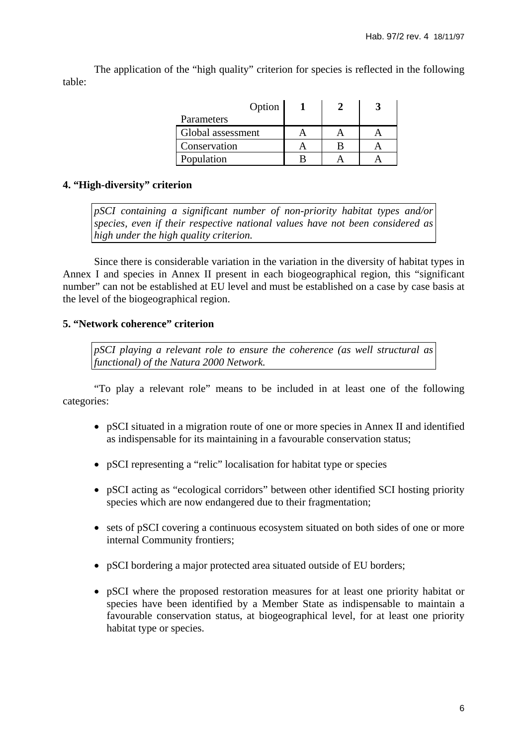The application of the "high quality" criterion for species is reflected in the following table:

| Option / Parameters | 1 | 2 | 3 |
|---|---|---|---|
| Global assessment | A | A | A |
| Conservation | A | B | A |
| Population | B | A | A |

#### 4. "High-diversity" criterion

*pSCI containing a significant number of non-priority habitat types and/or species, even if their respective national values have not been considered as high under the high quality criterion.*

Since there is considerable variation in the variation in the diversity of habitat types in Annex I and species in Annex II present in each biogeographical region, this "significant number" can not be established at EU level and must be established on a case by case basis at the level of the biogeographical region.

#### 5. "Network coherence" criterion

*pSCI playing a relevant role to ensure the coherence (as well structural as functional) of the Natura 2000 Network.*

"To play a relevant role" means to be included in at least one of the following categories:

- pSCI situated in a migration route of one or more species in Annex II and identified as indispensable for its maintaining in a favourable conservation status;
- pSCI representing a "relic" localisation for habitat type or species
- pSCI acting as "ecological corridors" between other identified SCI hosting priority species which are now endangered due to their fragmentation;
- sets of pSCI covering a continuous ecosystem situated on both sides of one or more internal Community frontiers;
- pSCI bordering a major protected area situated outside of EU borders;
- pSCI where the proposed restoration measures for at least one priority habitat or species have been identified by a Member State as indispensable to maintain a favourable conservation status, at biogeographical level, for at least one priority habitat type or species.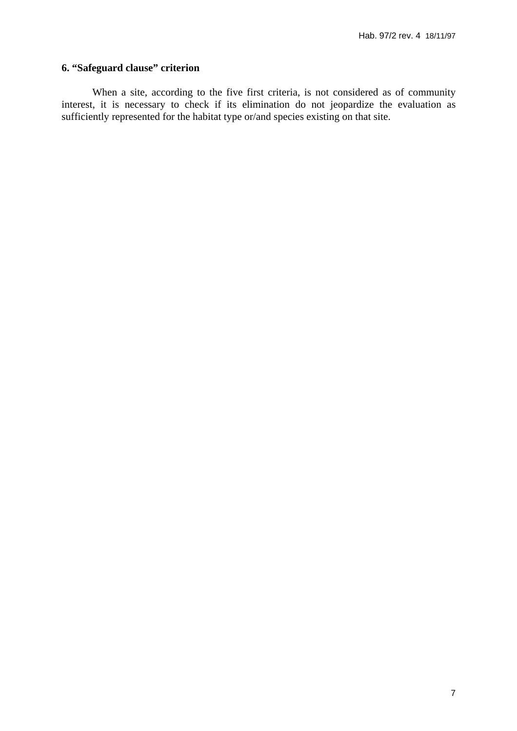## 6. "Safeguard clause" criterion

When a site, according to the five first criteria, is not considered as of community interest, it is necessary to check if its elimination do not jeopardize the evaluation as sufficiently represented for the habitat type or/and species existing on that site.